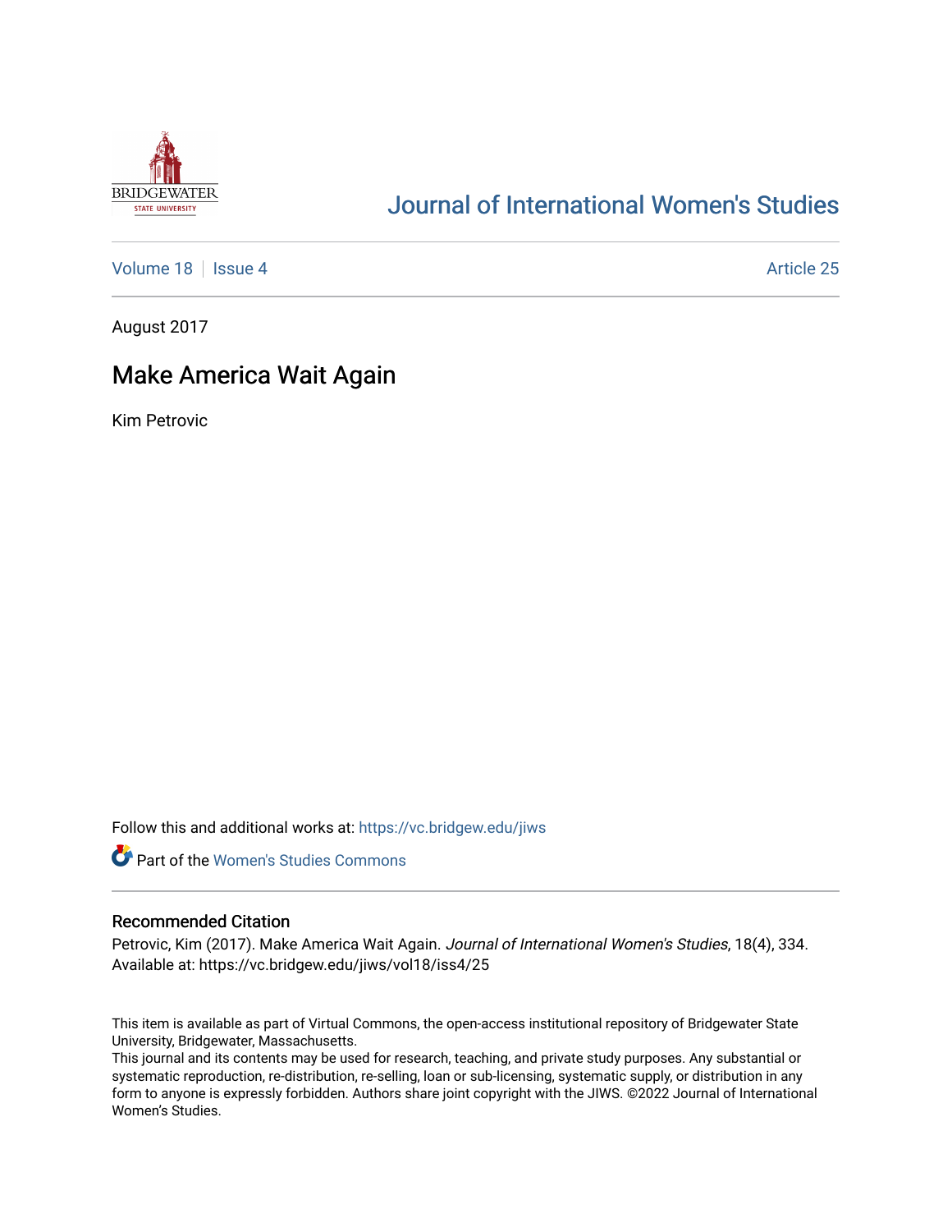# Journal of International Women's Studies

Volume 18 | Issue 4 | Article 25

August 2017

## Make America Wait Again

Kim Petrovic

Follow this and additional works at: https://vc.bridgew.edu/jiws

Part of the Women's Studies Commons

### Recommended Citation

Petrovic, Kim (2017). Make America Wait Again. *Journal of International Women's Studies*, 18(4), 334.
Available at: https://vc.bridgew.edu/jiws/vol18/iss4/25

This item is available as part of Virtual Commons, the open-access institutional repository of Bridgewater State University, Bridgewater, Massachusetts.
This journal and its contents may be used for research, teaching, and private study purposes. Any substantial or systematic reproduction, re-distribution, re-selling, loan or sub-licensing, systematic supply, or distribution in any form to anyone is expressly forbidden. Authors share joint copyright with the JIWS. ©2022 Journal of International Women's Studies.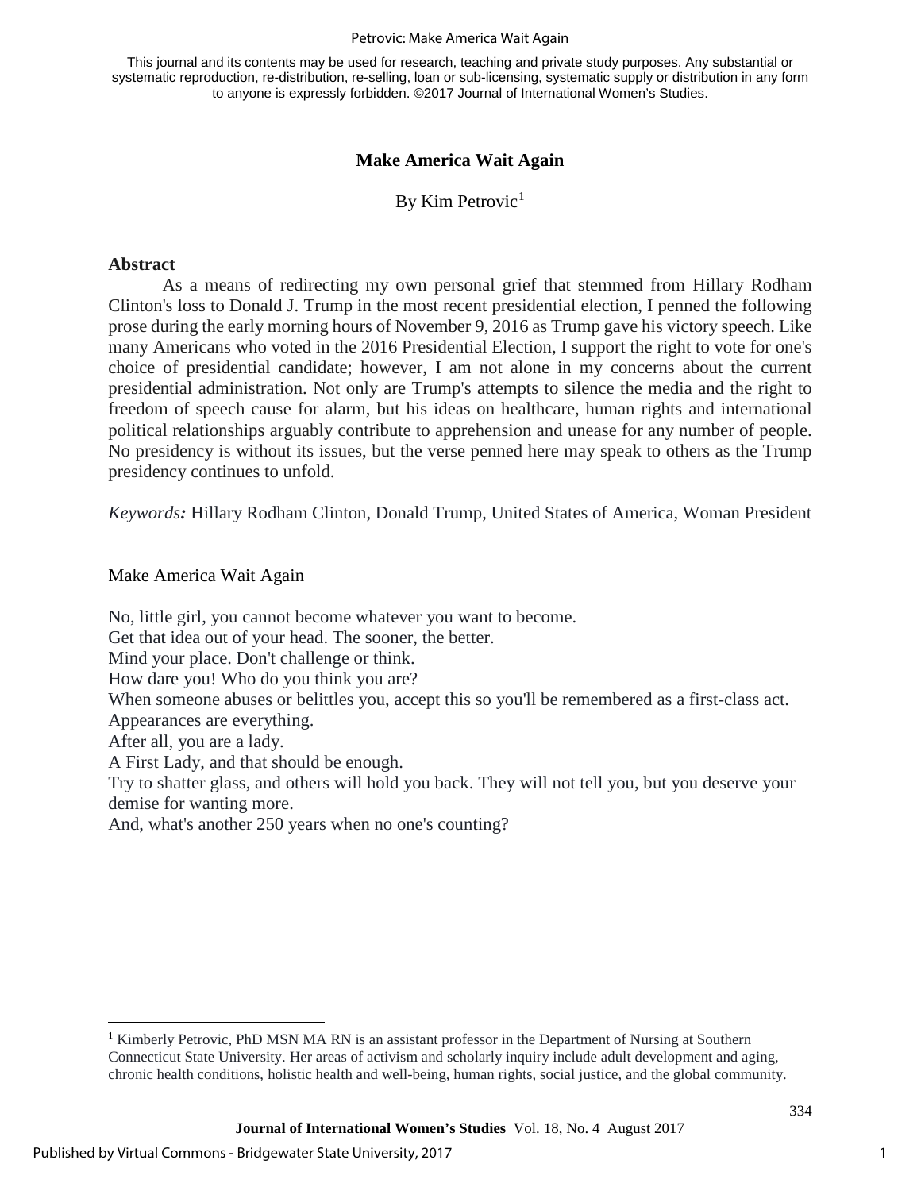This journal and its contents may be used for research, teaching and private study purposes. Any substantial or systematic reproduction, re-distribution, re-selling, loan or sub-licensing, systematic supply or distribution in any form to anyone is expressly forbidden. ©2017 Journal of International Women's Studies.

# Make America Wait Again

By Kim Petrovic[1]

## Abstract

As a means of redirecting my own personal grief that stemmed from Hillary Rodham Clinton's loss to Donald J. Trump in the most recent presidential election, I penned the following prose during the early morning hours of November 9, 2016 as Trump gave his victory speech. Like many Americans who voted in the 2016 Presidential Election, I support the right to vote for one's choice of presidential candidate; however, I am not alone in my concerns about the current presidential administration. Not only are Trump's attempts to silence the media and the right to freedom of speech cause for alarm, but his ideas on healthcare, human rights and international political relationships arguably contribute to apprehension and unease for any number of people. No presidency is without its issues, but the verse penned here may speak to others as the Trump presidency continues to unfold.

*Keywords:* Hillary Rodham Clinton, Donald Trump, United States of America, Woman President

<u>Make America Wait Again</u>

No, little girl, you cannot become whatever you want to become.
Get that idea out of your head. The sooner, the better.
Mind your place. Don't challenge or think.
How dare you! Who do you think you are?
When someone abuses or belittles you, accept this so you'll be remembered as a first-class act.
Appearances are everything.
After all, you are a lady.
A First Lady, and that should be enough.
Try to shatter glass, and others will hold you back. They will not tell you, but you deserve your demise for wanting more.
And, what's another 250 years when no one's counting?

[1] Kimberly Petrovic, PhD MSN MA RN is an assistant professor in the Department of Nursing at Southern Connecticut State University. Her areas of activism and scholarly inquiry include adult development and aging, chronic health conditions, holistic health and well-being, human rights, social justice, and the global community.